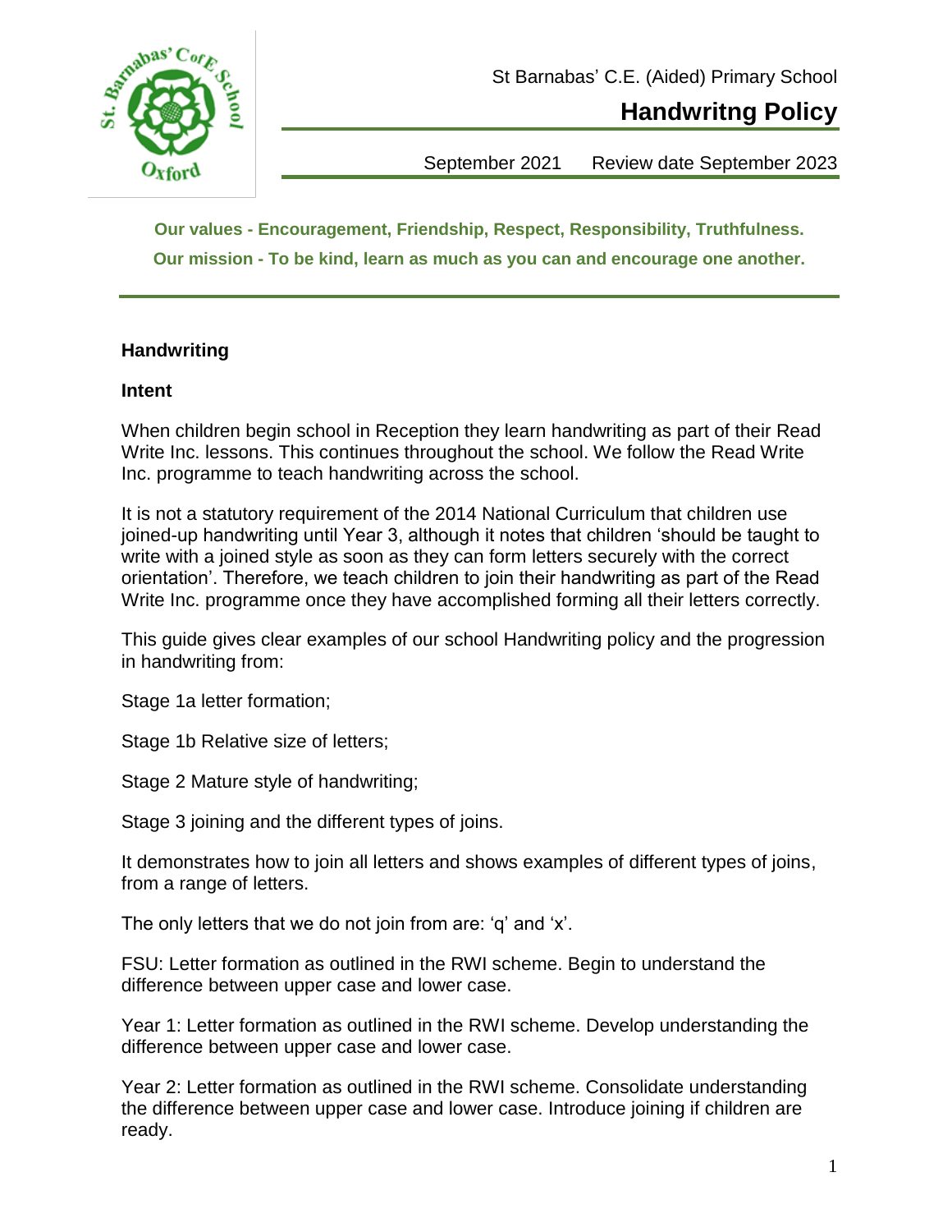St Barnabas' C.E. (Aided) Primary School

# Handwritng Policy

September 2021    Review date September 2023

**Our values - Encouragement, Friendship, Respect, Responsibility, Truthfulness.**
**Our mission - To be kind, learn as much as you can and encourage one another.**

## Handwriting

### Intent

When children begin school in Reception they learn handwriting as part of their Read Write Inc. lessons. This continues throughout the school. We follow the Read Write Inc. programme to teach handwriting across the school.

It is not a statutory requirement of the 2014 National Curriculum that children use joined-up handwriting until Year 3, although it notes that children 'should be taught to write with a joined style as soon as they can form letters securely with the correct orientation'. Therefore, we teach children to join their handwriting as part of the Read Write Inc. programme once they have accomplished forming all their letters correctly.

This guide gives clear examples of our school Handwriting policy and the progression in handwriting from:

Stage 1a letter formation;

Stage 1b Relative size of letters;

Stage 2 Mature style of handwriting;

Stage 3 joining and the different types of joins.

It demonstrates how to join all letters and shows examples of different types of joins, from a range of letters.

The only letters that we do not join from are: 'q' and 'x'.

FSU: Letter formation as outlined in the RWI scheme. Begin to understand the difference between upper case and lower case.

Year 1: Letter formation as outlined in the RWI scheme. Develop understanding the difference between upper case and lower case.

Year 2: Letter formation as outlined in the RWI scheme. Consolidate understanding the difference between upper case and lower case. Introduce joining if children are ready.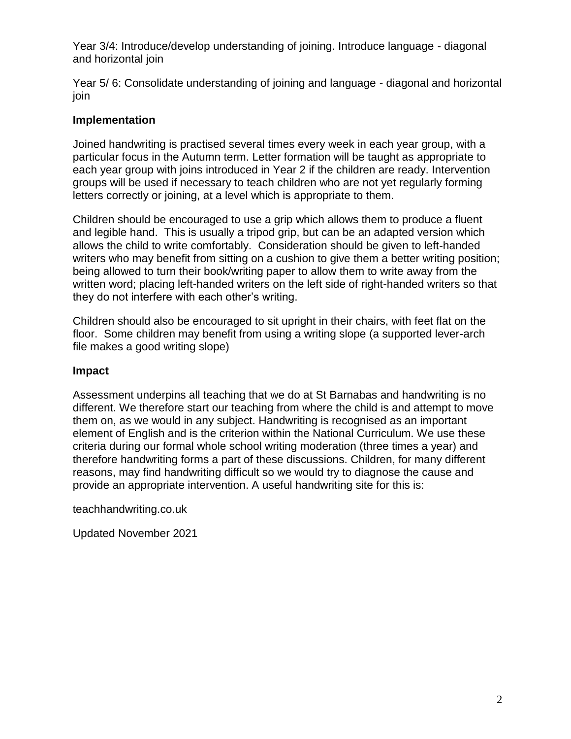Year 3/4: Introduce/develop understanding of joining. Introduce language - diagonal and horizontal join

Year 5/ 6: Consolidate understanding of joining and language - diagonal and horizontal join

## Implementation

Joined handwriting is practised several times every week in each year group, with a particular focus in the Autumn term. Letter formation will be taught as appropriate to each year group with joins introduced in Year 2 if the children are ready. Intervention groups will be used if necessary to teach children who are not yet regularly forming letters correctly or joining, at a level which is appropriate to them.

Children should be encouraged to use a grip which allows them to produce a fluent and legible hand. This is usually a tripod grip, but can be an adapted version which allows the child to write comfortably. Consideration should be given to left-handed writers who may benefit from sitting on a cushion to give them a better writing position; being allowed to turn their book/writing paper to allow them to write away from the written word; placing left-handed writers on the left side of right-handed writers so that they do not interfere with each other's writing.

Children should also be encouraged to sit upright in their chairs, with feet flat on the floor. Some children may benefit from using a writing slope (a supported lever-arch file makes a good writing slope)

## Impact

Assessment underpins all teaching that we do at St Barnabas and handwriting is no different. We therefore start our teaching from where the child is and attempt to move them on, as we would in any subject. Handwriting is recognised as an important element of English and is the criterion within the National Curriculum. We use these criteria during our formal whole school writing moderation (three times a year) and therefore handwriting forms a part of these discussions. Children, for many different reasons, may find handwriting difficult so we would try to diagnose the cause and provide an appropriate intervention. A useful handwriting site for this is:

teachhandwriting.co.uk

Updated November 2021